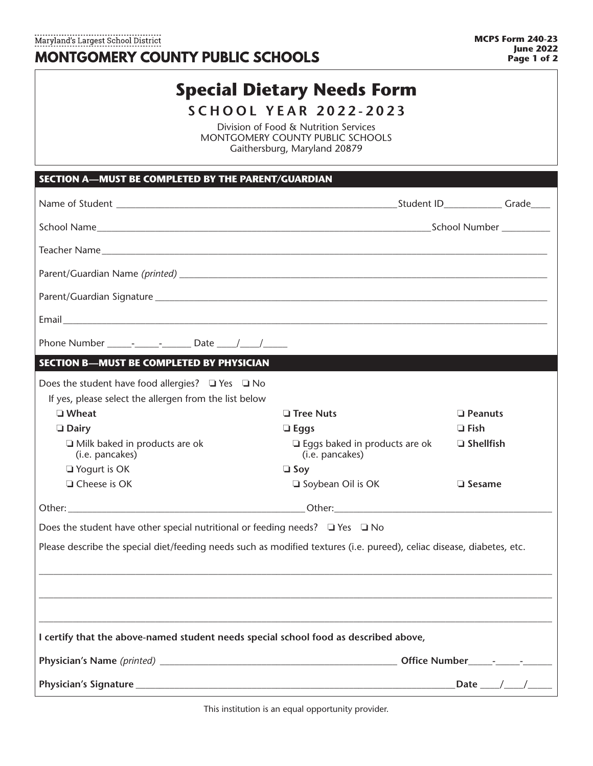Maryland's Largest School District

**MONTGOMERY COUNTY PUBLIC SCHOOLS**

**MCPS Form 240-23**
**June 2022**

# Special Dietary Needs Form

## SCHOOL YEAR 2022-2023

Division of Food & Nutrition Services
MONTGOMERY COUNTY PUBLIC SCHOOLS
Gaithersburg, Maryland 20879

## SECTION A—MUST BE COMPLETED BY THE PARENT/GUARDIAN

Name of Student ____________________________________________ Student ID__________ Grade____

School Name________________________________________________________ School Number _________

Teacher Name__________________________________________________________________________

Parent/Guardian Name *(printed)* ______________________________________________________________

Parent/Guardian Signature ___________________________________________________________________

Email_________________________________________________________________________________

Phone Number _____-_____-______ Date ____/____/_____

## SECTION B—MUST BE COMPLETED BY PHYSICIAN

Does the student have food allergies? ❑ Yes ❑ No

If yes, please select the allergen from the list below

- ❑ **Wheat**
- ❑ **Dairy**
  - ❑ Milk baked in products are ok (i.e. pancakes)
  - ❑ Yogurt is OK
  - ❑ Cheese is OK
- ❑ **Tree Nuts**
- ❑ **Eggs**
  - ❑ Eggs baked in products are ok (i.e. pancakes)
- ❑ **Soy**
  - ❑ Soybean Oil is OK
- ❑ **Peanuts**
- ❑ **Fish**
- ❑ **Shellfish**
- ❑ **Sesame**

Other:_____________________________________ Other:_____________________________________

Does the student have other special nutritional or feeding needs? ❑ Yes ❑ No

Please describe the special diet/feeding needs such as modified textures (i.e. pureed), celiac disease, diabetes, etc.

___________________________________________________________________________________________

___________________________________________________________________________________________

___________________________________________________________________________________________

**I certify that the above-named student needs special school food as described above,**

**Physician's Name** *(printed)* ______________________________________ **Office Number**_____-_____-______

**Physician's Signature** ____________________________________________________ **Date** ____/____/_____

This institution is an equal opportunity provider.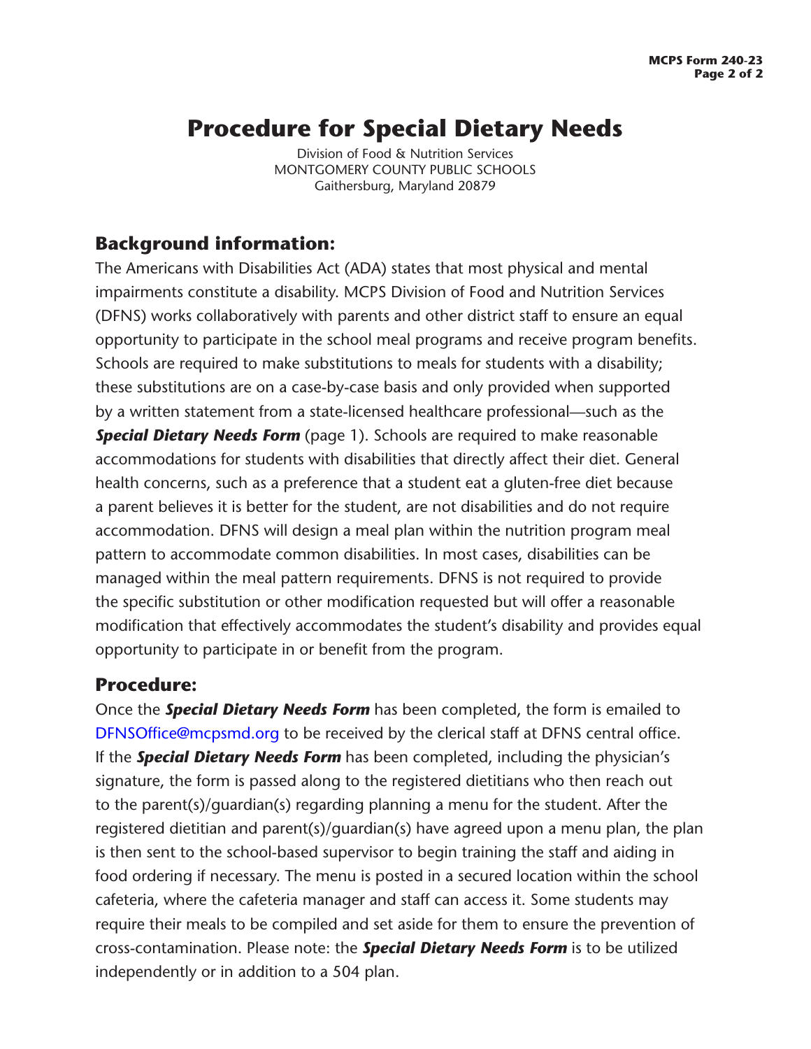# Procedure for Special Dietary Needs

Division of Food & Nutrition Services
MONTGOMERY COUNTY PUBLIC SCHOOLS
Gaithersburg, Maryland 20879

## Background information:

The Americans with Disabilities Act (ADA) states that most physical and mental impairments constitute a disability. MCPS Division of Food and Nutrition Services (DFNS) works collaboratively with parents and other district staff to ensure an equal opportunity to participate in the school meal programs and receive program benefits. Schools are required to make substitutions to meals for students with a disability; these substitutions are on a case-by-case basis and only provided when supported by a written statement from a state-licensed healthcare professional—such as the ***Special Dietary Needs Form*** (page 1). Schools are required to make reasonable accommodations for students with disabilities that directly affect their diet. General health concerns, such as a preference that a student eat a gluten-free diet because a parent believes it is better for the student, are not disabilities and do not require accommodation. DFNS will design a meal plan within the nutrition program meal pattern to accommodate common disabilities. In most cases, disabilities can be managed within the meal pattern requirements. DFNS is not required to provide the specific substitution or other modification requested but will offer a reasonable modification that effectively accommodates the student's disability and provides equal opportunity to participate in or benefit from the program.

## Procedure:

Once the ***Special Dietary Needs Form*** has been completed, the form is emailed to DFNSOffice@mcpsmd.org to be received by the clerical staff at DFNS central office. If the ***Special Dietary Needs Form*** has been completed, including the physician's signature, the form is passed along to the registered dietitians who then reach out to the parent(s)/guardian(s) regarding planning a menu for the student. After the registered dietitian and parent(s)/guardian(s) have agreed upon a menu plan, the plan is then sent to the school-based supervisor to begin training the staff and aiding in food ordering if necessary. The menu is posted in a secured location within the school cafeteria, where the cafeteria manager and staff can access it. Some students may require their meals to be compiled and set aside for them to ensure the prevention of cross-contamination. Please note: the ***Special Dietary Needs Form*** is to be utilized independently or in addition to a 504 plan.